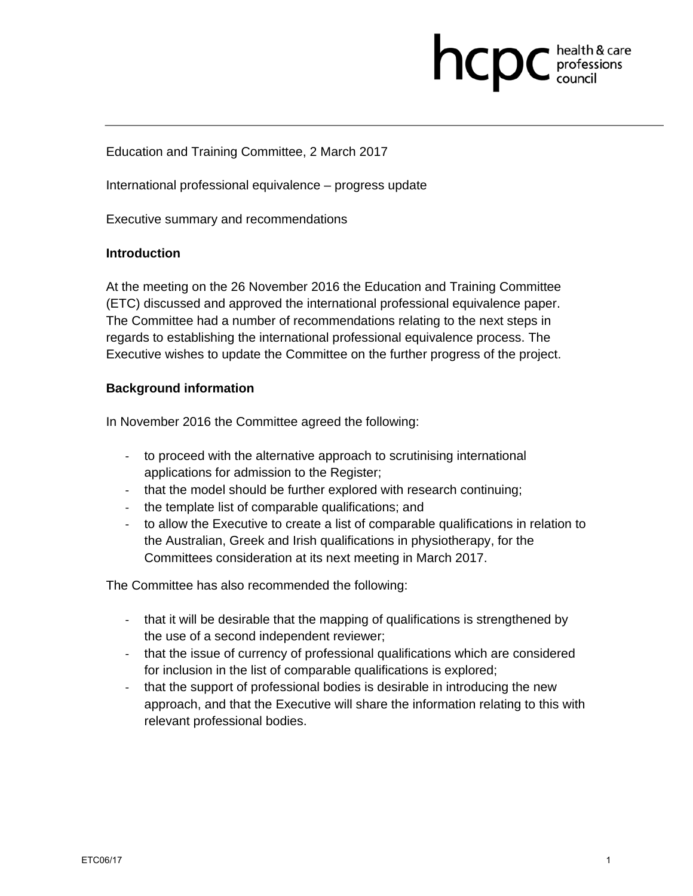Education and Training Committee, 2 March 2017

International professional equivalence – progress update

Executive summary and recommendations

**Introduction**

At the meeting on the 26 November 2016 the Education and Training Committee (ETC) discussed and approved the international professional equivalence paper. The Committee had a number of recommendations relating to the next steps in regards to establishing the international professional equivalence process. The Executive wishes to update the Committee on the further progress of the project.

**Background information**

In November 2016 the Committee agreed the following:

- to proceed with the alternative approach to scrutinising international applications for admission to the Register;
- that the model should be further explored with research continuing;
- the template list of comparable qualifications; and
- to allow the Executive to create a list of comparable qualifications in relation to the Australian, Greek and Irish qualifications in physiotherapy, for the Committees consideration at its next meeting in March 2017.

The Committee has also recommended the following:

- that it will be desirable that the mapping of qualifications is strengthened by the use of a second independent reviewer;
- that the issue of currency of professional qualifications which are considered for inclusion in the list of comparable qualifications is explored;
- that the support of professional bodies is desirable in introducing the new approach, and that the Executive will share the information relating to this with relevant professional bodies.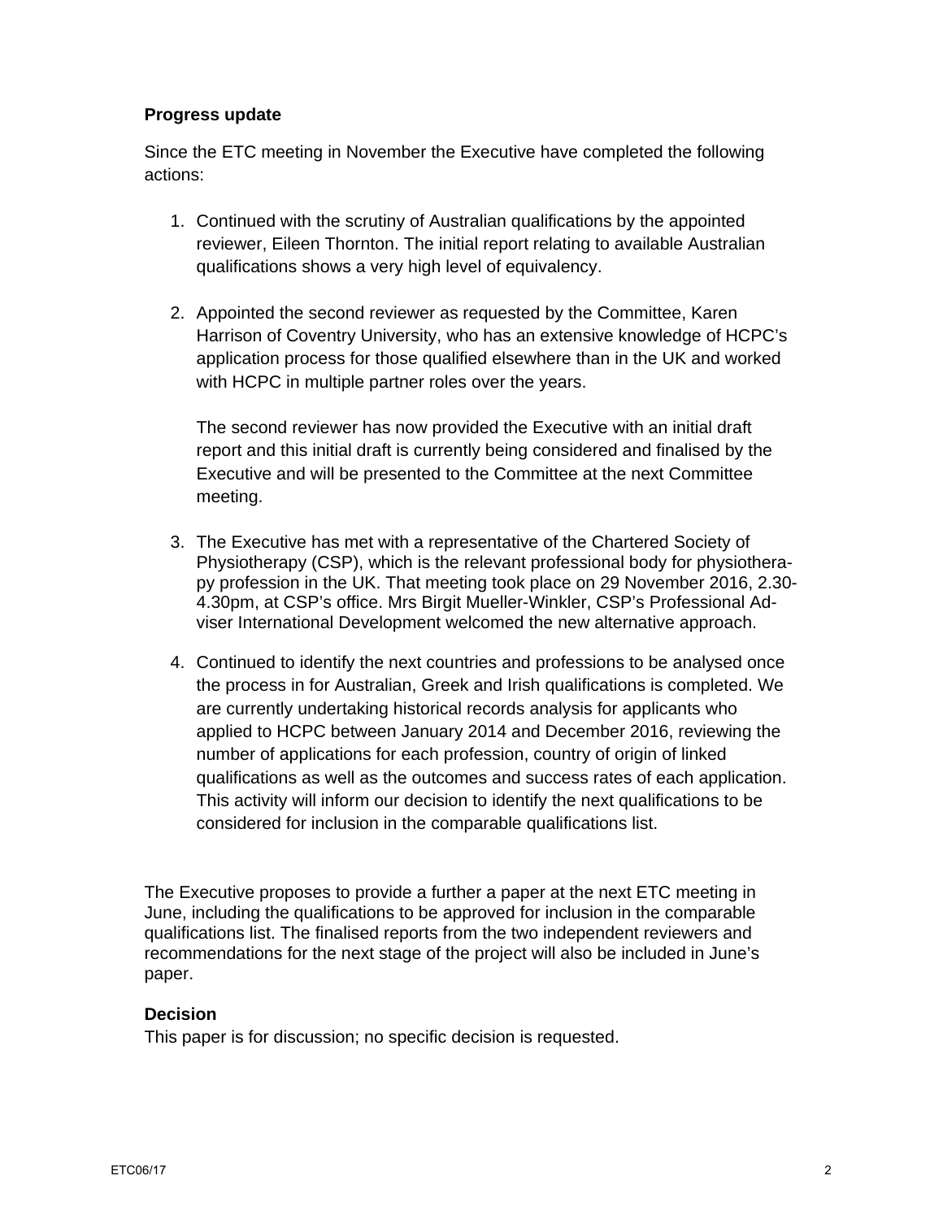**Progress update**

Since the ETC meeting in November the Executive have completed the following actions:

1. Continued with the scrutiny of Australian qualifications by the appointed reviewer, Eileen Thornton. The initial report relating to available Australian qualifications shows a very high level of equivalency.

2. Appointed the second reviewer as requested by the Committee, Karen Harrison of Coventry University, who has an extensive knowledge of HCPC's application process for those qualified elsewhere than in the UK and worked with HCPC in multiple partner roles over the years.

   The second reviewer has now provided the Executive with an initial draft report and this initial draft is currently being considered and finalised by the Executive and will be presented to the Committee at the next Committee meeting.

3. The Executive has met with a representative of the Chartered Society of Physiotherapy (CSP), which is the relevant professional body for physiotherapy profession in the UK. That meeting took place on 29 November 2016, 2.30-4.30pm, at CSP's office. Mrs Birgit Mueller-Winkler, CSP's Professional Adviser International Development welcomed the new alternative approach.

4. Continued to identify the next countries and professions to be analysed once the process in for Australian, Greek and Irish qualifications is completed. We are currently undertaking historical records analysis for applicants who applied to HCPC between January 2014 and December 2016, reviewing the number of applications for each profession, country of origin of linked qualifications as well as the outcomes and success rates of each application. This activity will inform our decision to identify the next qualifications to be considered for inclusion in the comparable qualifications list.

The Executive proposes to provide a further a paper at the next ETC meeting in June, including the qualifications to be approved for inclusion in the comparable qualifications list. The finalised reports from the two independent reviewers and recommendations for the next stage of the project will also be included in June's paper.

**Decision**

This paper is for discussion; no specific decision is requested.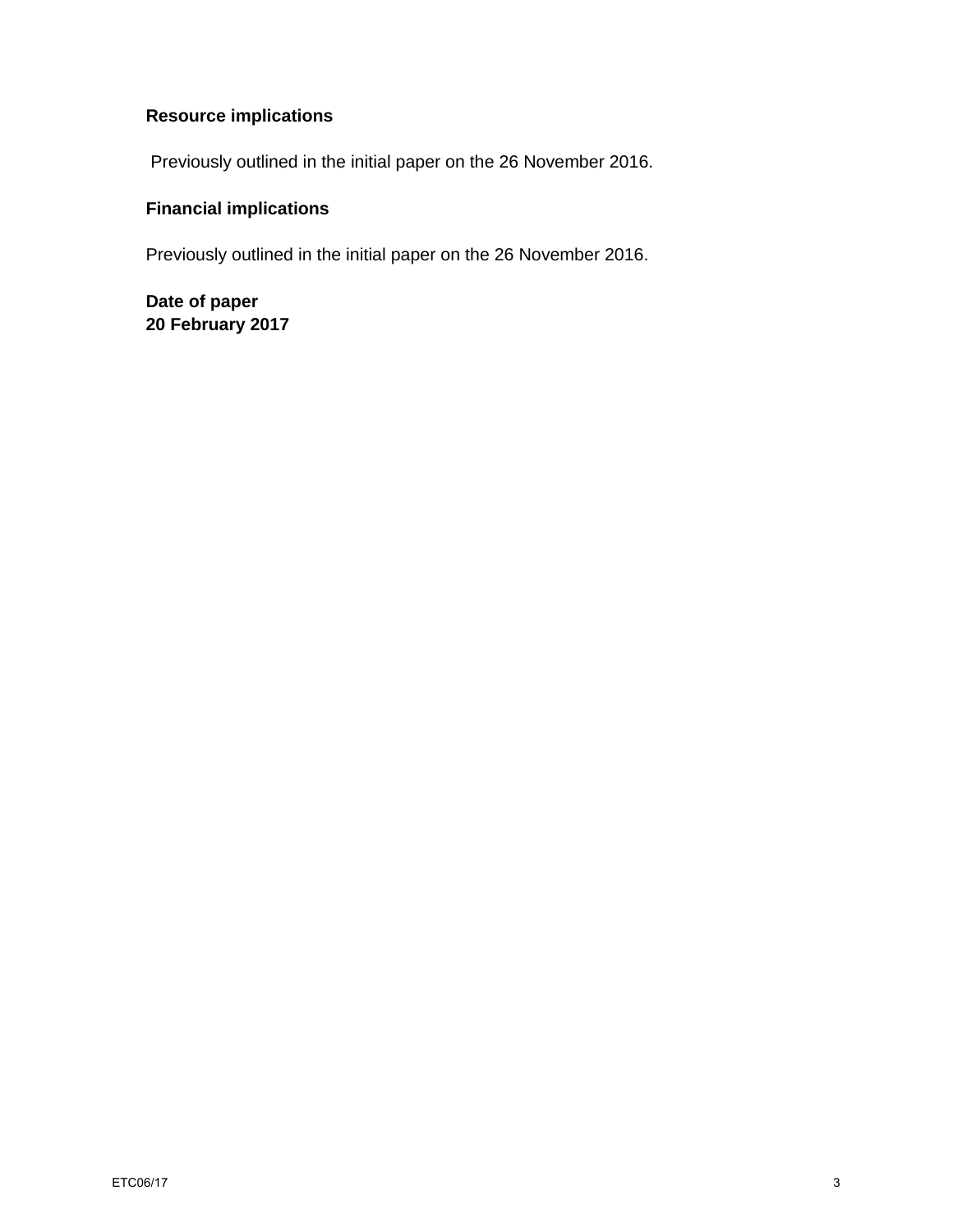**Resource implications**

Previously outlined in the initial paper on the 26 November 2016.

**Financial implications**

Previously outlined in the initial paper on the 26 November 2016.

**Date of paper**
**20 February 2017**